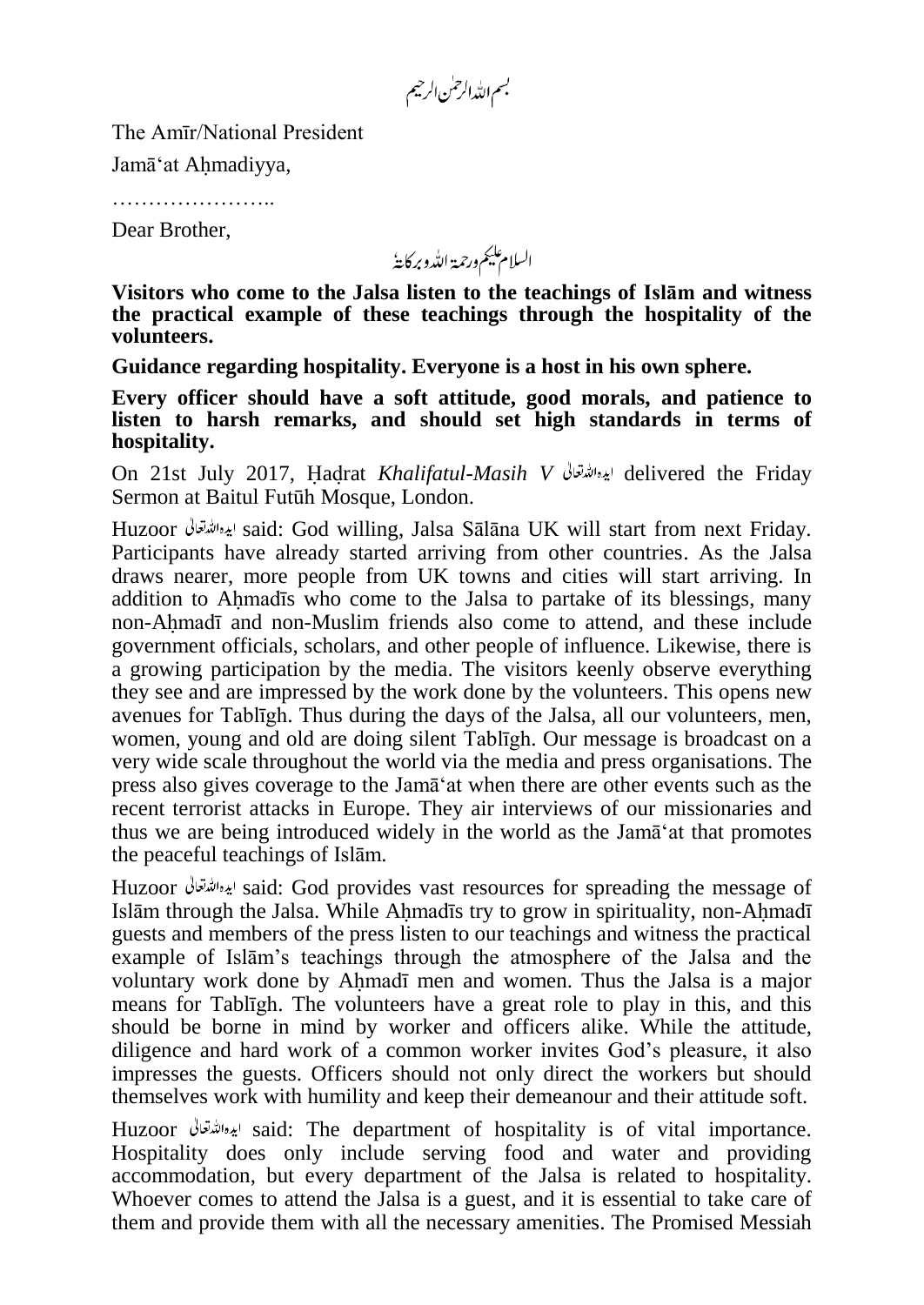بسم اللہ الرحمٰن الرحیم

The Amīr/National President

Jamā'at Aḥmadiyya,

…………………..

Dear Brother,

السلام علیکم ورحمۃ اللہ وبرکاتہٗ

**Visitors who come to the Jalsa listen to the teachings of Islām and witness the practical example of these teachings through the hospitality of the volunteers.**

**Guidance regarding hospitality. Everyone is a host in his own sphere.**

**Every officer should have a soft attitude, good morals, and patience to listen to harsh remarks, and should set high standards in terms of hospitality.**

On 21st July 2017, Ḥaḍrat *Khalifatul-Masih V* ایدہ اللہ تعالیٰ delivered the Friday Sermon at Baitul Futūh Mosque, London.

Huzoor ایدہ اللہ تعالیٰ said: God willing, Jalsa Sālāna UK will start from next Friday. Participants have already started arriving from other countries. As the Jalsa draws nearer, more people from UK towns and cities will start arriving. In addition to Aḥmadīs who come to the Jalsa to partake of its blessings, many non-Aḥmadī and non-Muslim friends also come to attend, and these include government officials, scholars, and other people of influence. Likewise, there is a growing participation by the media. The visitors keenly observe everything they see and are impressed by the work done by the volunteers. This opens new avenues for Tablīgh. Thus during the days of the Jalsa, all our volunteers, men, women, young and old are doing silent Tablīgh. Our message is broadcast on a very wide scale throughout the world via the media and press organisations. The press also gives coverage to the Jamā'at when there are other events such as the recent terrorist attacks in Europe. They air interviews of our missionaries and thus we are being introduced widely in the world as the Jamā'at that promotes the peaceful teachings of Islām.

Huzoor ایدہ اللہ تعالیٰ said: God provides vast resources for spreading the message of Islām through the Jalsa. While Aḥmadīs try to grow in spirituality, non-Aḥmadī guests and members of the press listen to our teachings and witness the practical example of Islām's teachings through the atmosphere of the Jalsa and the voluntary work done by Aḥmadī men and women. Thus the Jalsa is a major means for Tablīgh. The volunteers have a great role to play in this, and this should be borne in mind by worker and officers alike. While the attitude, diligence and hard work of a common worker invites God's pleasure, it also impresses the guests. Officers should not only direct the workers but should themselves work with humility and keep their demeanour and their attitude soft.

Huzoor ایدہ اللہ تعالیٰ said: The department of hospitality is of vital importance. Hospitality does only include serving food and water and providing accommodation, but every department of the Jalsa is related to hospitality. Whoever comes to attend the Jalsa is a guest, and it is essential to take care of them and provide them with all the necessary amenities. The Promised Messiah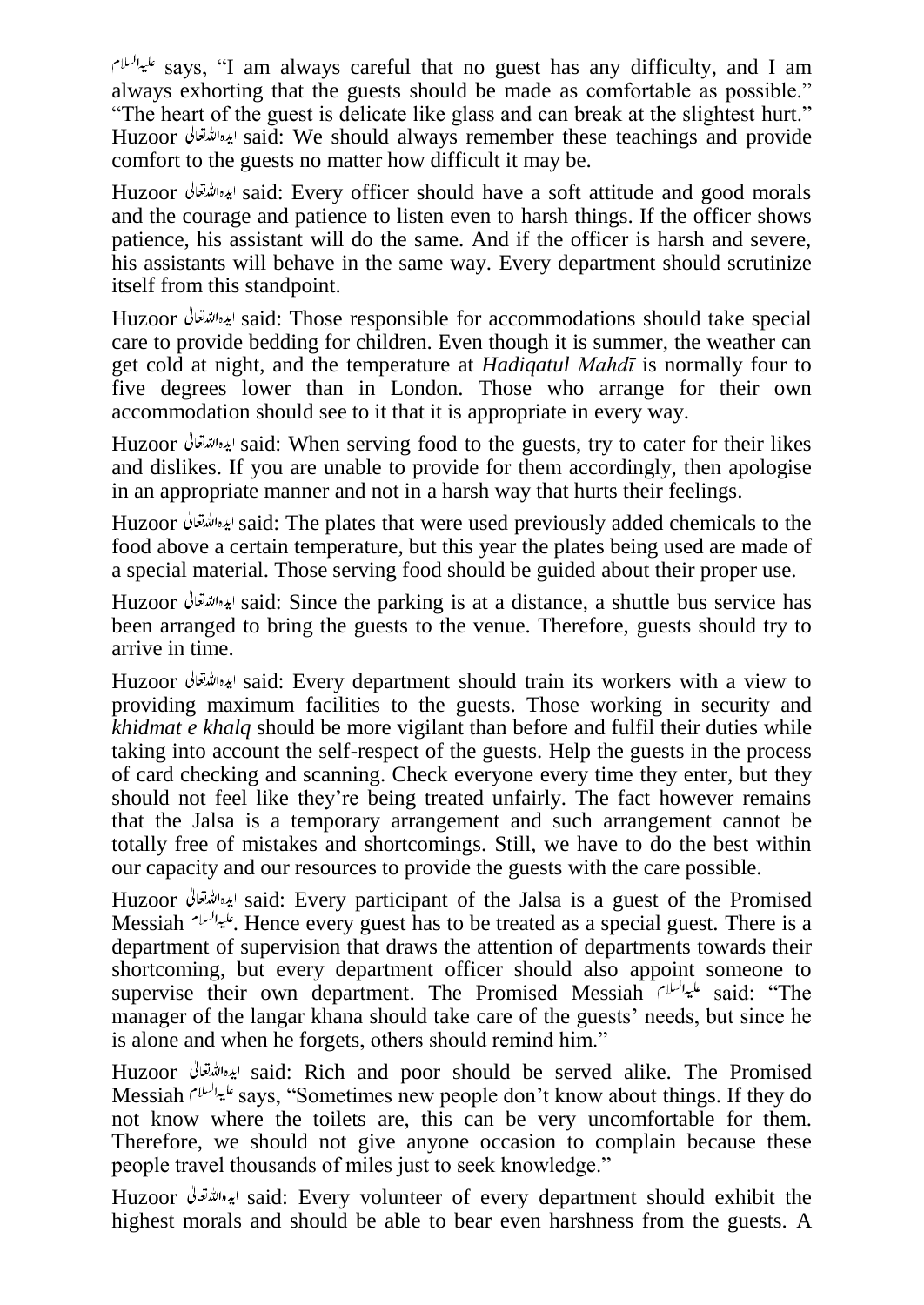عليه السلام says, "I am always careful that no guest has any difficulty, and I am always exhorting that the guests should be made as comfortable as possible." "The heart of the guest is delicate like glass and can break at the slightest hurt." Huzoor ایدہ اللہ تعالیٰ said: We should always remember these teachings and provide comfort to the guests no matter how difficult it may be.

Huzoor ایدہ اللہ تعالیٰ said: Every officer should have a soft attitude and good morals and the courage and patience to listen even to harsh things. If the officer shows patience, his assistant will do the same. And if the officer is harsh and severe, his assistants will behave in the same way. Every department should scrutinize itself from this standpoint.

Huzoor ایدہ اللہ تعالیٰ said: Those responsible for accommodations should take special care to provide bedding for children. Even though it is summer, the weather can get cold at night, and the temperature at *Hadiqatul Mahdī* is normally four to five degrees lower than in London. Those who arrange for their own accommodation should see to it that it is appropriate in every way.

Huzoor ایدہ اللہ تعالیٰ said: When serving food to the guests, try to cater for their likes and dislikes. If you are unable to provide for them accordingly, then apologise in an appropriate manner and not in a harsh way that hurts their feelings.

Huzoor ایدہ اللہ تعالیٰ said: The plates that were used previously added chemicals to the food above a certain temperature, but this year the plates being used are made of a special material. Those serving food should be guided about their proper use.

Huzoor ایدہ اللہ تعالیٰ said: Since the parking is at a distance, a shuttle bus service has been arranged to bring the guests to the venue. Therefore, guests should try to arrive in time.

Huzoor ایدہ اللہ تعالیٰ said: Every department should train its workers with a view to providing maximum facilities to the guests. Those working in security and *khidmat e khalq* should be more vigilant than before and fulfil their duties while taking into account the self-respect of the guests. Help the guests in the process of card checking and scanning. Check everyone every time they enter, but they should not feel like they're being treated unfairly. The fact however remains that the Jalsa is a temporary arrangement and such arrangement cannot be totally free of mistakes and shortcomings. Still, we have to do the best within our capacity and our resources to provide the guests with the care possible.

Huzoor ایدہ اللہ تعالیٰ said: Every participant of the Jalsa is a guest of the Promised Messiah عليه السلام. Hence every guest has to be treated as a special guest. There is a department of supervision that draws the attention of departments towards their shortcoming, but every department officer should also appoint someone to supervise their own department. The Promised Messiah عليه السلام said: "The manager of the langar khana should take care of the guests' needs, but since he is alone and when he forgets, others should remind him."

Huzoor ایدہ اللہ تعالیٰ said: Rich and poor should be served alike. The Promised Messiah عليه السلام says, "Sometimes new people don't know about things. If they do not know where the toilets are, this can be very uncomfortable for them. Therefore, we should not give anyone occasion to complain because these people travel thousands of miles just to seek knowledge."

Huzoor ایدہ اللہ تعالیٰ said: Every volunteer of every department should exhibit the highest morals and should be able to bear even harshness from the guests. A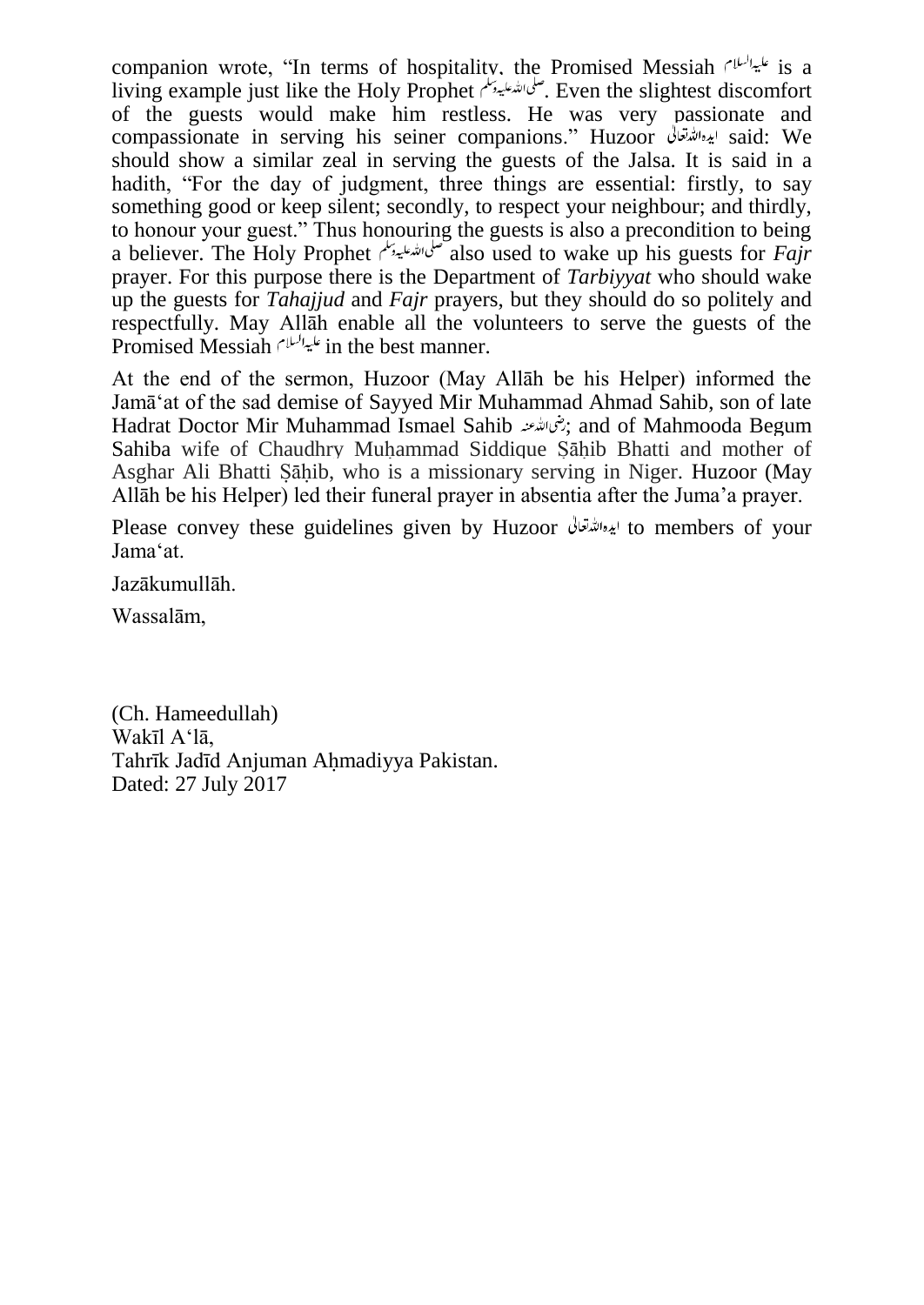companion wrote, “In terms of hospitality, the Promised Messiah علیہ السلام is a living example just like the Holy Prophet صلی اللہ علیہ وسلم. Even the slightest discomfort of the guests would make him restless. He was very passionate and compassionate in serving his seiner companions.” Huzoor ایدہ اللہ تعالی said: We should show a similar zeal in serving the guests of the Jalsa. It is said in a hadith, “For the day of judgment, three things are essential: firstly, to say something good or keep silent; secondly, to respect your neighbour; and thirdly, to honour your guest.” Thus honouring the guests is also a precondition to being a believer. The Holy Prophet صلی اللہ علیہ وسلم also used to wake up his guests for *Fajr* prayer. For this purpose there is the Department of *Tarbiyyat* who should wake up the guests for *Tahajjud* and *Fajr* prayers, but they should do so politely and respectfully. May Allāh enable all the volunteers to serve the guests of the Promised Messiah علیہ السلام in the best manner.

At the end of the sermon, Huzoor (May Allāh be his Helper) informed the Jamā‘at of the sad demise of Sayyed Mir Muhammad Ahmad Sahib, son of late Hadrat Doctor Mir Muhammad Ismael Sahib رضی اللہ عنہ; and of Mahmooda Begum Sahiba wife of Chaudhry Muḥammad Siddique Ṣāḥib Bhatti and mother of Asghar Ali Bhatti Ṣāḥib, who is a missionary serving in Niger. Huzoor (May Allāh be his Helper) led their funeral prayer in absentia after the Juma’a prayer.

Please convey these guidelines given by Huzoor ایدہ اللہ تعالی to members of your Jama‘at.

Jazākumullāh.

Wassalām,

(Ch. Hameedullah)
Wakīl A‘lā,
Tahrīk Jadīd Anjuman Aḥmadiyya Pakistan.
Dated: 27 July 2017